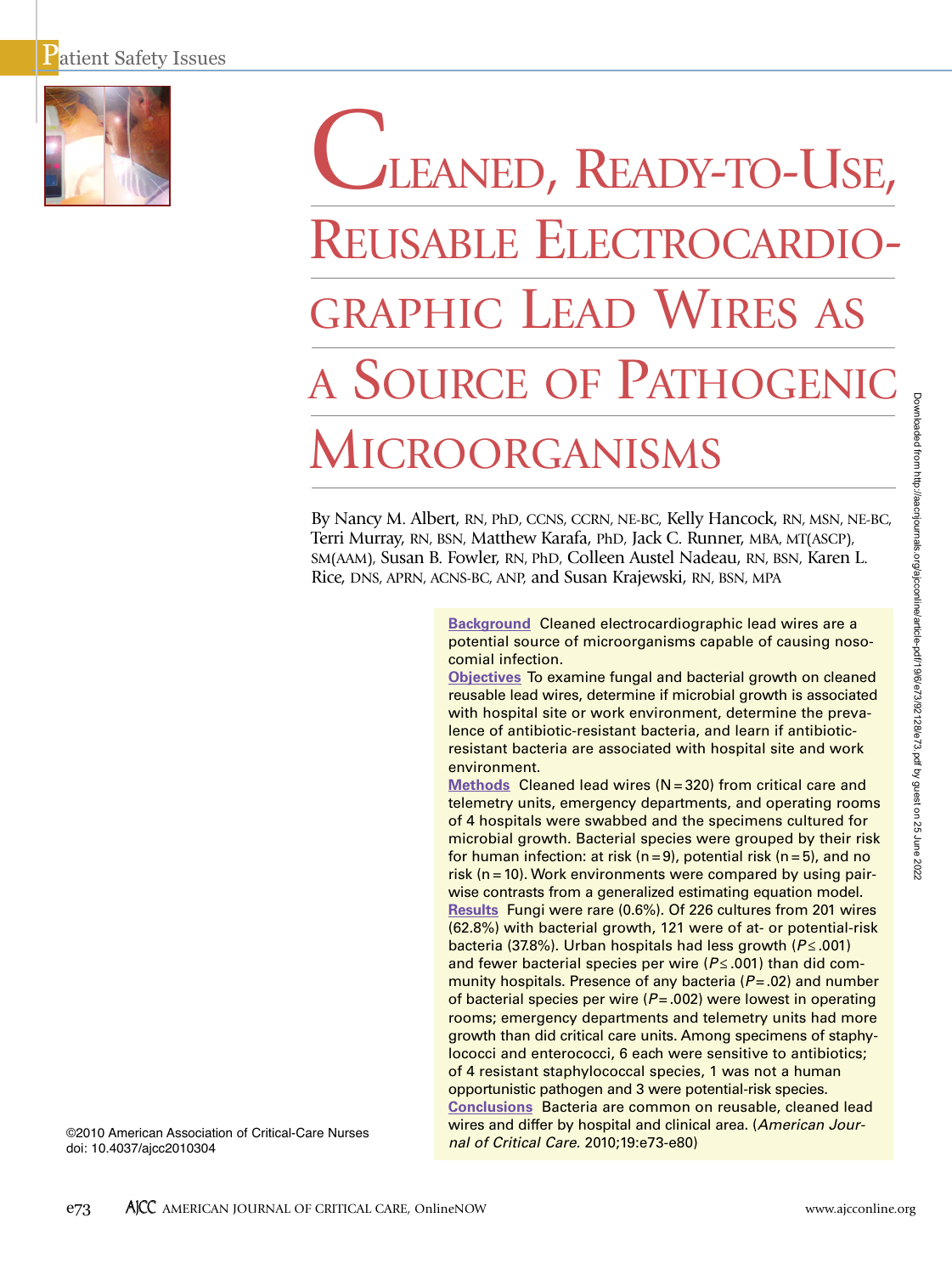# Cleaned, Ready-to-Use, Reusable Electrocardiographic Lead Wires as a Source of Pathogenic Microorganisms

By Nancy M. Albert, RN, PhD, CCNS, CCRN, NE-BC, Kelly Hancock, RN, MSN, NE-BC, Terri Murray, RN, BSN, Matthew Karafa, PhD, Jack C. Runner, MBA, MT(ASCP), SM(AAM), Susan B. Fowler, RN, PhD, Colleen Austel Nadeau, RN, BSN, Karen L. Rice, DNS, APRN, ACNS-BC, ANP, and Susan Krajewski, RN, BSN, MPA

**Background** Cleaned electrocardiographic lead wires are a potential source of microorganisms capable of causing nosocomial infection.

**Objectives** To examine fungal and bacterial growth on cleaned reusable lead wires, determine if microbial growth is associated with hospital site or work environment, determine the prevalence of antibiotic-resistant bacteria, and learn if antibiotic-resistant bacteria are associated with hospital site and work environment.

**Methods** Cleaned lead wires (N = 320) from critical care and telemetry units, emergency departments, and operating rooms of 4 hospitals were swabbed and the specimens cultured for microbial growth. Bacterial species were grouped by their risk for human infection: at risk (n = 9), potential risk (n = 5), and no risk (n = 10). Work environments were compared by using pairwise contrasts from a generalized estimating equation model.

**Results** Fungi were rare (0.6%). Of 226 cultures from 201 wires (62.8%) with bacterial growth, 121 were of at- or potential-risk bacteria (37.8%). Urban hospitals had less growth ($P \le .001$) and fewer bacterial species per wire ($P \le .001$) than did community hospitals. Presence of any bacteria ($P = .02$) and number of bacterial species per wire ($P = .002$) were lowest in operating rooms; emergency departments and telemetry units had more growth than did critical care units. Among specimens of staphylococci and enterococci, 6 each were sensitive to antibiotics; of 4 resistant staphylococcal species, 1 was not a human opportunistic pathogen and 3 were potential-risk species.

**Conclusions** Bacteria are common on reusable, cleaned lead wires and differ by hospital and clinical area. (*American Journal of Critical Care.* 2010;19:e73-e80)

©2010 American Association of Critical-Care Nurses
doi: 10.4037/ajcc2010304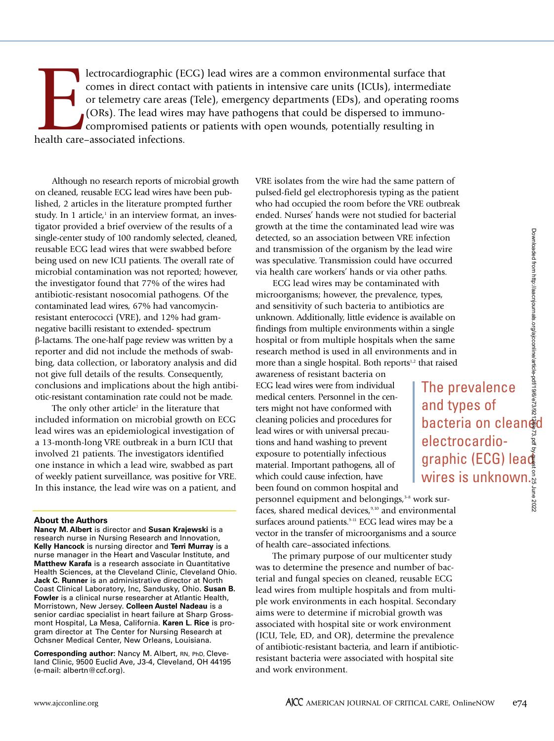Electrocardiographic (ECG) lead wires are a common environmental surface that comes in direct contact with patients in intensive care units (ICUs), intermediate or telemetry care areas (Tele), emergency departments (EDs), and operating rooms (ORs). The lead wires may have pathogens that could be dispersed to immunocompromised patients or patients with open wounds, potentially resulting in health care–associated infections.

Although no research reports of microbial growth on cleaned, reusable ECG lead wires have been published, 2 articles in the literature prompted further study. In 1 article,[1] in an interview format, an investigator provided a brief overview of the results of a single-center study of 100 randomly selected, cleaned, reusable ECG lead wires that were swabbed before being used on new ICU patients. The overall rate of microbial contamination was not reported; however, the investigator found that 77% of the wires had antibiotic-resistant nosocomial pathogens. Of the contaminated lead wires, 67% had vancomycin-resistant enterococci (VRE), and 12% had gram-negative bacilli resistant to extended- spectrum β-lactams. The one-half page review was written by a reporter and did not include the methods of swabbing, data collection, or laboratory analysis and did not give full details of the results. Consequently, conclusions and implications about the high antibiotic-resistant contamination rate could not be made.

The only other article[2] in the literature that included information on microbial growth on ECG lead wires was an epidemiological investigation of a 13-month-long VRE outbreak in a burn ICU that involved 21 patients. The investigators identified one instance in which a lead wire, swabbed as part of weekly patient surveillance, was positive for VRE. In this instance, the lead wire was on a patient, and VRE isolates from the wire had the same pattern of pulsed-field gel electrophoresis typing as the patient who had occupied the room before the VRE outbreak ended. Nurses' hands were not studied for bacterial growth at the time the contaminated lead wire was detected, so an association between VRE infection and transmission of the organism by the lead wire was speculative. Transmission could have occurred via health care workers' hands or via other paths.

ECG lead wires may be contaminated with microorganisms; however, the prevalence, types, and sensitivity of such bacteria to antibiotics are unknown. Additionally, little evidence is available on findings from multiple environments within a single hospital or from multiple hospitals when the same research method is used in all environments and in more than a single hospital. Both reports[1,2] that raised awareness of resistant bacteria on ECG lead wires were from individual medical centers. Personnel in the centers might not have conformed with cleaning policies and procedures for lead wires or with universal precautions and hand washing to prevent exposure to potentially infectious material. Important pathogens, all of which could cause infection, have been found on common hospital and personnel equipment and belongings,[3-8] work surfaces, shared medical devices,[9,10] and environmental surfaces around patients.[9-11] ECG lead wires may be a vector in the transfer of microorganisms and a source of health care–associated infections.

> The prevalence and types of bacteria on cleaned electrocardiographic (ECG) lead wires is unknown.

The primary purpose of our multicenter study was to determine the presence and number of bacterial and fungal species on cleaned, reusable ECG lead wires from multiple hospitals and from multiple work environments in each hospital. Secondary aims were to determine if microbial growth was associated with hospital site or work environment (ICU, Tele, ED, and OR), determine the prevalence of antibiotic-resistant bacteria, and learn if antibiotic-resistant bacteria were associated with hospital site and work environment.

**About the Authors**

**Nancy M. Albert** is director and **Susan Krajewski** is a research nurse in Nursing Research and Innovation, **Kelly Hancock** is nursing director and **Terri Murray** is a nurse manager in the Heart and Vascular Institute, and **Matthew Karafa** is a research associate in Quantitative Health Sciences, at the Cleveland Clinic, Cleveland Ohio. **Jack C. Runner** is an administrative director at North Coast Clinical Laboratory, Inc, Sandusky, Ohio. **Susan B. Fowler** is a clinical nurse researcher at Atlantic Health, Morristown, New Jersey. **Colleen Austel Nadeau** is a senior cardiac specialist in heart failure at Sharp Grossmont Hospital, La Mesa, California. **Karen L. Rice** is program director at The Center for Nursing Research at Ochsner Medical Center, New Orleans, Louisiana.

**Corresponding author:** Nancy M. Albert, RN, PhD, Cleveland Clinic, 9500 Euclid Ave, J3-4, Cleveland, OH 44195 (e-mail: albertn@ccf.org).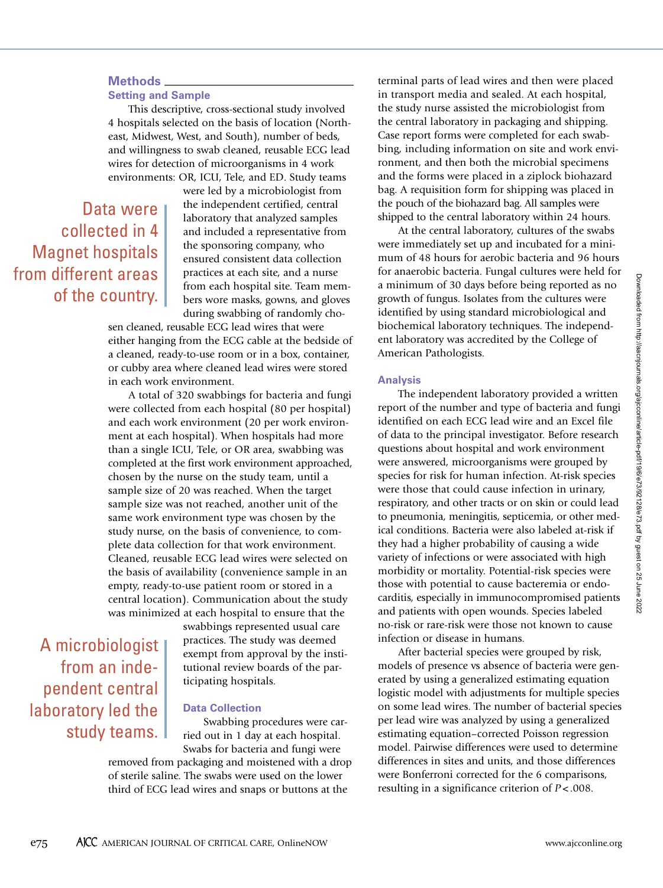## Methods

### Setting and Sample

This descriptive, cross-sectional study involved 4 hospitals selected on the basis of location (Northeast, Midwest, West, and South), number of beds, and willingness to swab cleaned, reusable ECG lead wires for detection of microorganisms in 4 work environments: OR, ICU, Tele, and ED. Study teams were led by a microbiologist from the independent certified, central laboratory that analyzed samples and included a representative from the sponsoring company, who ensured consistent data collection practices at each site, and a nurse from each hospital site. Team members wore masks, gowns, and gloves during swabbing of randomly chosen cleaned, reusable ECG lead wires that were either hanging from the ECG cable at the bedside of a cleaned, ready-to-use room or in a box, container, or cubby area where cleaned lead wires were stored in each work environment.

> Data were collected in 4 Magnet hospitals from different areas of the country.

A total of 320 swabbings for bacteria and fungi were collected from each hospital (80 per hospital) and each work environment (20 per work environment at each hospital). When hospitals had more than a single ICU, Tele, or OR area, swabbing was completed at the first work environment approached, chosen by the nurse on the study team, until a sample size of 20 was reached. When the target sample size was not reached, another unit of the same work environment type was chosen by the study nurse, on the basis of convenience, to complete data collection for that work environment. Cleaned, reusable ECG lead wires were selected on the basis of availability (convenience sample in an empty, ready-to-use patient room or stored in a central location). Communication about the study was minimized at each hospital to ensure that the swabbings represented usual care practices. The study was deemed exempt from approval by the institutional review boards of the participating hospitals.

> A microbiologist from an independent central laboratory led the study teams.

### Data Collection

Swabbing procedures were carried out in 1 day at each hospital. Swabs for bacteria and fungi were removed from packaging and moistened with a drop of sterile saline. The swabs were used on the lower third of ECG lead wires and snaps or buttons at the terminal parts of lead wires and then were placed in transport media and sealed. At each hospital, the study nurse assisted the microbiologist from the central laboratory in packaging and shipping. Case report forms were completed for each swabbing, including information on site and work environment, and then both the microbial specimens and the forms were placed in a ziplock biohazard bag. A requisition form for shipping was placed in the pouch of the biohazard bag. All samples were shipped to the central laboratory within 24 hours.

At the central laboratory, cultures of the swabs were immediately set up and incubated for a minimum of 48 hours for aerobic bacteria and 96 hours for anaerobic bacteria. Fungal cultures were held for a minimum of 30 days before being reported as no growth of fungus. Isolates from the cultures were identified by using standard microbiological and biochemical laboratory techniques. The independent laboratory was accredited by the College of American Pathologists.

### Analysis

The independent laboratory provided a written report of the number and type of bacteria and fungi identified on each ECG lead wire and an Excel file of data to the principal investigator. Before research questions about hospital and work environment were answered, microorganisms were grouped by species for risk for human infection. At-risk species were those that could cause infection in urinary, respiratory, and other tracts or on skin or could lead to pneumonia, meningitis, septicemia, or other medical conditions. Bacteria were also labeled at-risk if they had a higher probability of causing a wide variety of infections or were associated with high morbidity or mortality. Potential-risk species were those with potential to cause bacteremia or endocarditis, especially in immunocompromised patients and patients with open wounds. Species labeled no-risk or rare-risk were those not known to cause infection or disease in humans.

After bacterial species were grouped by risk, models of presence vs absence of bacteria were generated by using a generalized estimating equation logistic model with adjustments for multiple species on some lead wires. The number of bacterial species per lead wire was analyzed by using a generalized estimating equation–corrected Poisson regression model. Pairwise differences were used to determine differences in sites and units, and those differences were Bonferroni corrected for the 6 comparisons, resulting in a significance criterion of $P < .008$.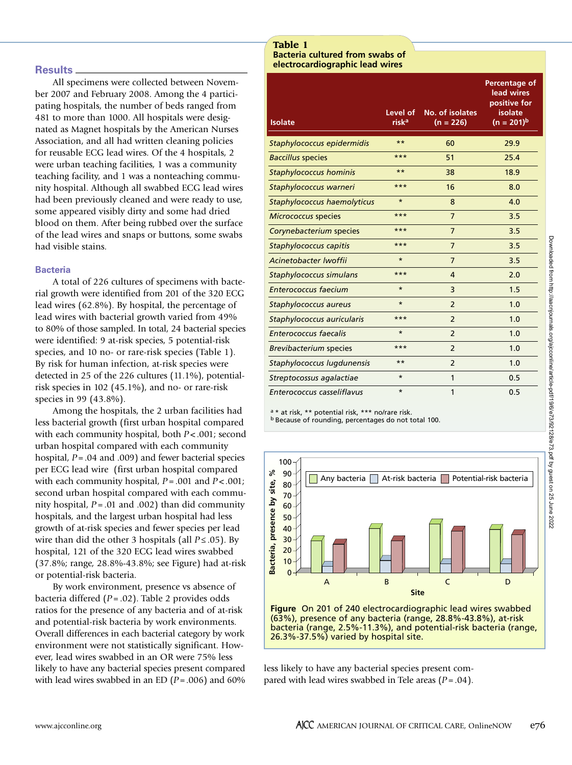## Results

All specimens were collected between November 2007 and February 2008. Among the 4 participating hospitals, the number of beds ranged from 481 to more than 1000. All hospitals were designated as Magnet hospitals by the American Nurses Association, and all had written cleaning policies for reusable ECG lead wires. Of the 4 hospitals, 2 were urban teaching facilities, 1 was a community teaching facility, and 1 was a nonteaching community hospital. Although all swabbed ECG lead wires had been previously cleaned and were ready to use, some appeared visibly dirty and some had dried blood on them. After being rubbed over the surface of the lead wires and snaps or buttons, some swabs had visible stains.

### Bacteria

A total of 226 cultures of specimens with bacterial growth were identified from 201 of the 320 ECG lead wires (62.8%). By hospital, the percentage of lead wires with bacterial growth varied from 49% to 80% of those sampled. In total, 24 bacterial species were identified: 9 at-risk species, 5 potential-risk species, and 10 no- or rare-risk species (Table 1). By risk for human infection, at-risk species were detected in 25 of the 226 cultures (11.1%), potential-risk species in 102 (45.1%), and no- or rare-risk species in 99 (43.8%).

Among the hospitals, the 2 urban facilities had less bacterial growth (first urban hospital compared with each community hospital, both $P<.001$; second urban hospital compared with each community hospital, $P=.04$ and .009) and fewer bacterial species per ECG lead wire (first urban hospital compared with each community hospital, $P=.001$ and $P<.001$; second urban hospital compared with each community hospital, $P=.01$ and .002) than did community hospitals, and the largest urban hospital had less growth of at-risk species and fewer species per lead wire than did the other 3 hospitals (all $P\leq.05$). By hospital, 121 of the 320 ECG lead wires swabbed (37.8%; range, 28.8%-43.8%; see Figure) had at-risk or potential-risk bacteria.

By work environment, presence vs absence of bacteria differed ($P=.02$). Table 2 provides odds ratios for the presence of any bacteria and of at-risk and potential-risk bacteria by work environments. Overall differences in each bacterial category by work environment were not statistically significant. However, lead wires swabbed in an OR were 75% less likely to have any bacterial species present compared with lead wires swabbed in an ED ($P=.006$) and 60% less likely to have any bacterial species present compared with lead wires swabbed in Tele areas ($P=.04$).

**Table 1**
**Bacteria cultured from swabs of electrocardiographic lead wires**

| Isolate | Level of risk[a] | No. of isolates (n = 226) | Percentage of lead wires positive for isolate (n = 201)[b] |
|---|---|---|---|
| *Staphylococcus epidermidis* | ** | 60 | 29.9 |
| *Baccillus* species | *** | 51 | 25.4 |
| *Staphylococcus hominis* | ** | 38 | 18.9 |
| *Staphylococcus warneri* | *** | 16 | 8.0 |
| *Staphylococcus haemolyticus* | * | 8 | 4.0 |
| *Micrococcus* species | *** | 7 | 3.5 |
| *Corynebacterium* species | *** | 7 | 3.5 |
| *Staphylococcus capitis* | *** | 7 | 3.5 |
| *Acinetobacter lwoffii* | * | 7 | 3.5 |
| *Staphylococcus simulans* | *** | 4 | 2.0 |
| *Enterococcus faecium* | * | 3 | 1.5 |
| *Staphylococcus aureus* | * | 2 | 1.0 |
| *Staphylococcus auricularis* | *** | 2 | 1.0 |
| *Enterococcus faecalis* | * | 2 | 1.0 |
| *Brevibacterium* species | *** | 2 | 1.0 |
| *Staphylococcus lugdunensis* | ** | 2 | 1.0 |
| *Streptocossus agalactiae* | * | 1 | 0.5 |
| *Enterococcus casseliflavus* | * | 1 | 0.5 |

[a] * at risk, ** potential risk, *** no/rare risk.
[b] Because of rounding, percentages do not total 100.

**Figure** On 201 of 240 electrocardiographic lead wires swabbed (63%), presence of any bacteria (range, 28.8%-43.8%), at-risk bacteria (range, 2.5%-11.3%), and potential-risk bacteria (range, 26.3%-37.5%) varied by hospital site.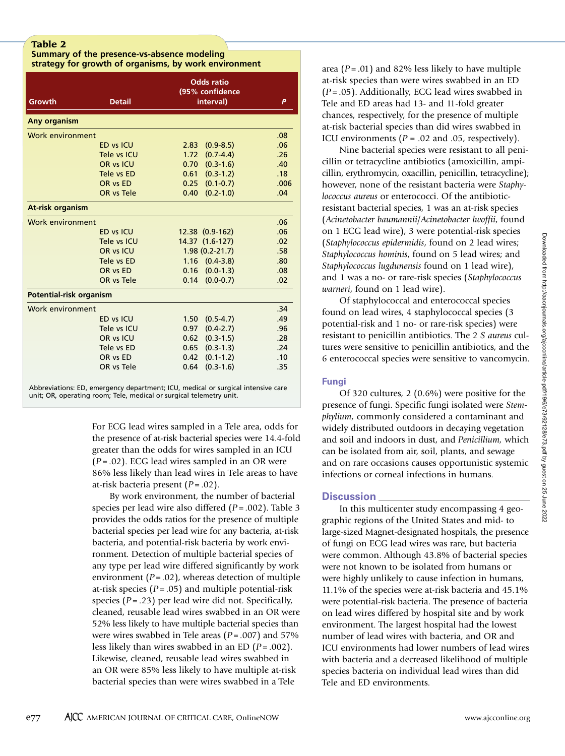**Table 2**
**Summary of the presence-vs-absence modeling strategy for growth of organisms, by work environment**

| Growth | Detail | Odds ratio (95% confidence interval) | P |
|---|---|---|---|
| **Any organism** | | | |
| Work environment | | | .08 |
| | ED vs ICU | 2.83 (0.9-8.5) | .06 |
| | Tele vs ICU | 1.72 (0.7-4.4) | .26 |
| | OR vs ICU | 0.70 (0.3-1.6) | .40 |
| | Tele vs ED | 0.61 (0.3-1.2) | .18 |
| | OR vs ED | 0.25 (0.1-0.7) | .006 |
| | OR vs Tele | 0.40 (0.2-1.0) | .04 |
| **At-risk organism** | | | |
| Work environment | | | .06 |
| | ED vs ICU | 12.38 (0.9-162) | .06 |
| | Tele vs ICU | 14.37 (1.6-127) | .02 |
| | OR vs ICU | 1.98 (0.2-21.7) | .58 |
| | Tele vs ED | 1.16 (0.4-3.8) | .80 |
| | OR vs ED | 0.16 (0.0-1.3) | .08 |
| | OR vs Tele | 0.14 (0.0-0.7) | .02 |
| **Potential-risk organism** | | | |
| Work environment | | | .34 |
| | ED vs ICU | 1.50 (0.5-4.7) | .49 |
| | Tele vs ICU | 0.97 (0.4-2.7) | .96 |
| | OR vs ICU | 0.62 (0.3-1.5) | .28 |
| | Tele vs ED | 0.65 (0.3-1.3) | .24 |
| | OR vs ED | 0.42 (0.1-1.2) | .10 |
| | OR vs Tele | 0.64 (0.3-1.6) | .35 |

Abbreviations: ED, emergency department; ICU, medical or surgical intensive care unit; OR, operating room; Tele, medical or surgical telemetry unit.

For ECG lead wires sampled in a Tele area, odds for the presence of at-risk bacterial species were 14.4-fold greater than the odds for wires sampled in an ICU ($P = .02$). ECG lead wires sampled in an OR were 86% less likely than lead wires in Tele areas to have at-risk bacteria present ($P = .02$).

By work environment, the number of bacterial species per lead wire also differed ($P = .002$). Table 3 provides the odds ratios for the presence of multiple bacterial species per lead wire for any bacteria, at-risk bacteria, and potential-risk bacteria by work environment. Detection of multiple bacterial species of any type per lead wire differed significantly by work environment ($P = .02$), whereas detection of multiple at-risk species ($P = .05$) and multiple potential-risk species ($P = .23$) per lead wire did not. Specifically, cleaned, reusable lead wires swabbed in an OR were 52% less likely to have multiple bacterial species than were wires swabbed in Tele areas ($P = .007$) and 57% less likely than wires swabbed in an ED ($P = .002$). Likewise, cleaned, reusable lead wires swabbed in an OR were 85% less likely to have multiple at-risk bacterial species than were wires swabbed in a Tele area ($P = .01$) and 82% less likely to have multiple at-risk species than were wires swabbed in an ED ($P = .05$). Additionally, ECG lead wires swabbed in Tele and ED areas had 13- and 11-fold greater chances, respectively, for the presence of multiple at-risk bacterial species than did wires swabbed in ICU environments ($P = .02$ and $.05$, respectively).

Nine bacterial species were resistant to all penicillin or tetracycline antibiotics (amoxicillin, ampicillin, erythromycin, oxacillin, penicillin, tetracycline); however, none of the resistant bacteria were *Staphylococcus aureus* or enterococci. Of the antibiotic-resistant bacterial species, 1 was an at-risk species (*Acinetobacter baumannii*/*Acinetobacter lwoffii*, found on 1 ECG lead wire), 3 were potential-risk species (*Staphylococcus epidermidis*, found on 2 lead wires; *Staphylococcus hominis*, found on 5 lead wires; and *Staphylococcus lugdunensis* found on 1 lead wire), and 1 was a no- or rare-risk species (*Staphylococcus warneri*, found on 1 lead wire).

Of staphylococcal and enterococcal species found on lead wires, 4 staphylococcal species (3 potential-risk and 1 no- or rare-risk species) were resistant to penicillin antibiotics. The 2 *S aureus* cultures were sensitive to penicillin antibiotics, and the 6 enterococcal species were sensitive to vancomycin.

### Fungi

Of 320 cultures, 2 (0.6%) were positive for the presence of fungi. Specific fungi isolated were *Stemphylium*, commonly considered a contaminant and widely distributed outdoors in decaying vegetation and soil and indoors in dust, and *Penicillium*, which can be isolated from air, soil, plants, and sewage and on rare occasions causes opportunistic systemic infections or corneal infections in humans.

## Discussion

In this multicenter study encompassing 4 geographic regions of the United States and mid- to large-sized Magnet-designated hospitals, the presence of fungi on ECG lead wires was rare, but bacteria were common. Although 43.8% of bacterial species were not known to be isolated from humans or were highly unlikely to cause infection in humans, 11.1% of the species were at-risk bacteria and 45.1% were potential-risk bacteria. The presence of bacteria on lead wires differed by hospital site and by work environment. The largest hospital had the lowest number of lead wires with bacteria, and OR and ICU environments had lower numbers of lead wires with bacteria and a decreased likelihood of multiple species bacteria on individual lead wires than did Tele and ED environments.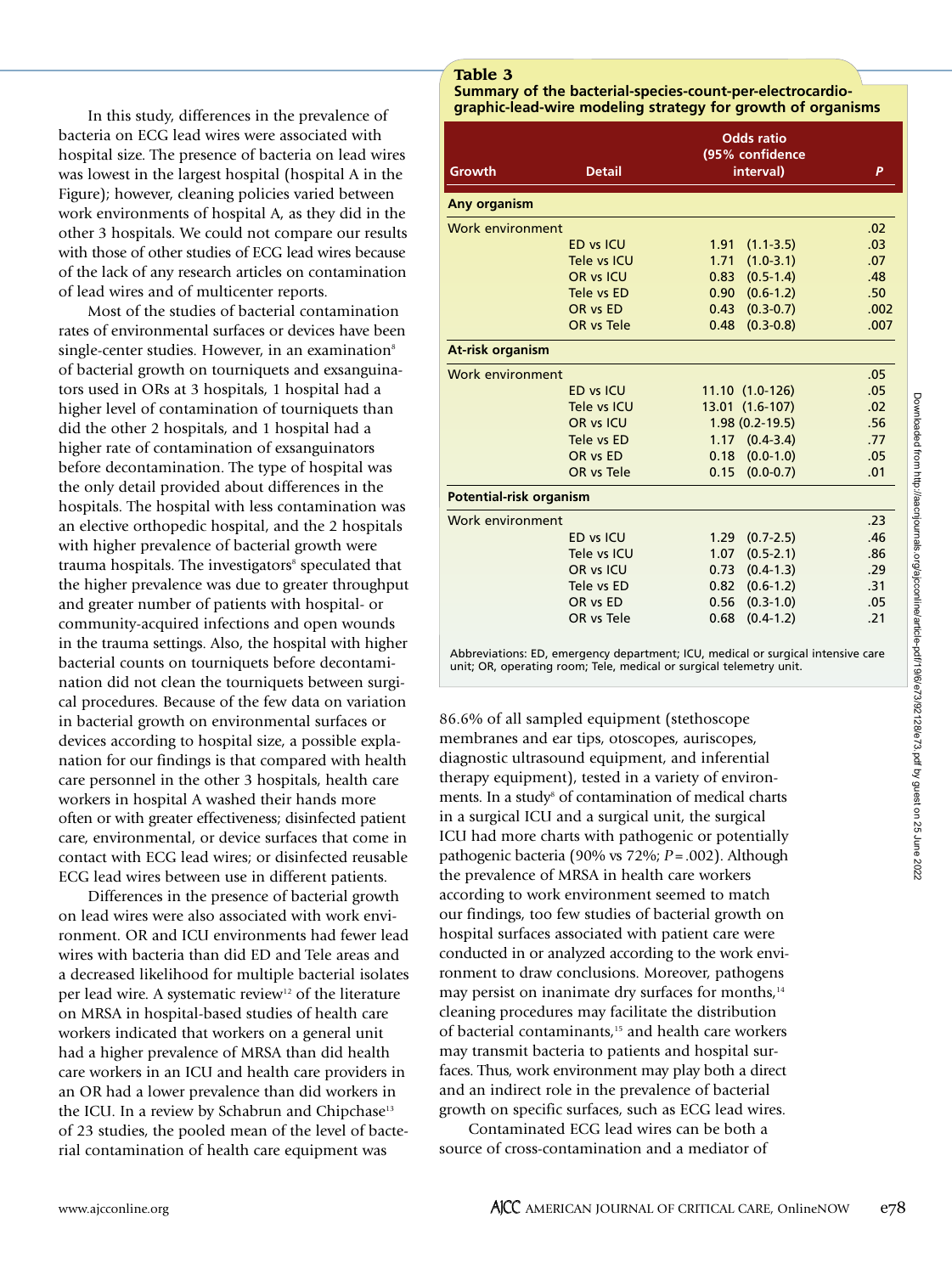In this study, differences in the prevalence of bacteria on ECG lead wires were associated with hospital size. The presence of bacteria on lead wires was lowest in the largest hospital (hospital A in the Figure); however, cleaning policies varied between work environments of hospital A, as they did in the other 3 hospitals. We could not compare our results with those of other studies of ECG lead wires because of the lack of any research articles on contamination of lead wires and of multicenter reports.

Most of the studies of bacterial contamination rates of environmental surfaces or devices have been single-center studies. However, in an examination[8] of bacterial growth on tourniquets and exsanguinators used in ORs at 3 hospitals, 1 hospital had a higher level of contamination of tourniquets than did the other 2 hospitals, and 1 hospital had a higher rate of contamination of exsanguinators before decontamination. The type of hospital was the only detail provided about differences in the hospitals. The hospital with less contamination was an elective orthopedic hospital, and the 2 hospitals with higher prevalence of bacterial growth were trauma hospitals. The investigators[8] speculated that the higher prevalence was due to greater throughput and greater number of patients with hospital- or community-acquired infections and open wounds in the trauma settings. Also, the hospital with higher bacterial counts on tourniquets before decontamination did not clean the tourniquets between surgical procedures. Because of the few data on variation in bacterial growth on environmental surfaces or devices according to hospital size, a possible explanation for our findings is that compared with health care personnel in the other 3 hospitals, health care workers in hospital A washed their hands more often or with greater effectiveness; disinfected patient care, environmental, or device surfaces that come in contact with ECG lead wires; or disinfected reusable ECG lead wires between use in different patients.

Differences in the presence of bacterial growth on lead wires were also associated with work environment. OR and ICU environments had fewer lead wires with bacteria than did ED and Tele areas and a decreased likelihood for multiple bacterial isolates per lead wire. A systematic review[12] of the literature on MRSA in hospital-based studies of health care workers indicated that workers on a general unit had a higher prevalence of MRSA than did health care workers in an ICU and health care providers in an OR had a lower prevalence than did workers in the ICU. In a review by Schabrun and Chipchase[13] of 23 studies, the pooled mean of the level of bacterial contamination of health care equipment was 86.6% of all sampled equipment (stethoscope membranes and ear tips, otoscopes, auriscopes, diagnostic ultrasound equipment, and inferential therapy equipment), tested in a variety of environments. In a study[8] of contamination of medical charts in a surgical ICU and a surgical unit, the surgical ICU had more charts with pathogenic or potentially pathogenic bacteria (90% vs 72%; $P = .002$). Although the prevalence of MRSA in health care workers according to work environment seemed to match our findings, too few studies of bacterial growth on hospital surfaces associated with patient care were conducted in or analyzed according to the work environment to draw conclusions. Moreover, pathogens may persist on inanimate dry surfaces for months,[14] cleaning procedures may facilitate the distribution of bacterial contaminants,[15] and health care workers may transmit bacteria to patients and hospital surfaces. Thus, work environment may play both a direct and an indirect role in the prevalence of bacterial growth on specific surfaces, such as ECG lead wires.

Contaminated ECG lead wires can be both a source of cross-contamination and a mediator of

**Table 3**
**Summary of the bacterial-species-count-per-electrocardiographic-lead-wire modeling strategy for growth of organisms**

| Growth | Detail | Odds ratio (95% confidence interval) | P |
|---|---|---|---|
| **Any organism** | | | |
| Work environment | | | .02 |
| | ED vs ICU | 1.91 (1.1-3.5) | .03 |
| | Tele vs ICU | 1.71 (1.0-3.1) | .07 |
| | OR vs ICU | 0.83 (0.5-1.4) | .48 |
| | Tele vs ED | 0.90 (0.6-1.2) | .50 |
| | OR vs ED | 0.43 (0.3-0.7) | .002 |
| | OR vs Tele | 0.48 (0.3-0.8) | .007 |
| **At-risk organism** | | | |
| Work environment | | | .05 |
| | ED vs ICU | 11.10 (1.0-126) | .05 |
| | Tele vs ICU | 13.01 (1.6-107) | .02 |
| | OR vs ICU | 1.98 (0.2-19.5) | .56 |
| | Tele vs ED | 1.17 (0.4-3.4) | .77 |
| | OR vs ED | 0.18 (0.0-1.0) | .05 |
| | OR vs Tele | 0.15 (0.0-0.7) | .01 |
| **Potential-risk organism** | | | |
| Work environment | | | .23 |
| | ED vs ICU | 1.29 (0.7-2.5) | .46 |
| | Tele vs ICU | 1.07 (0.5-2.1) | .86 |
| | OR vs ICU | 0.73 (0.4-1.3) | .29 |
| | Tele vs ED | 0.82 (0.6-1.2) | .31 |
| | OR vs ED | 0.56 (0.3-1.0) | .05 |
| | OR vs Tele | 0.68 (0.4-1.2) | .21 |

Abbreviations: ED, emergency department; ICU, medical or surgical intensive care unit; OR, operating room; Tele, medical or surgical telemetry unit.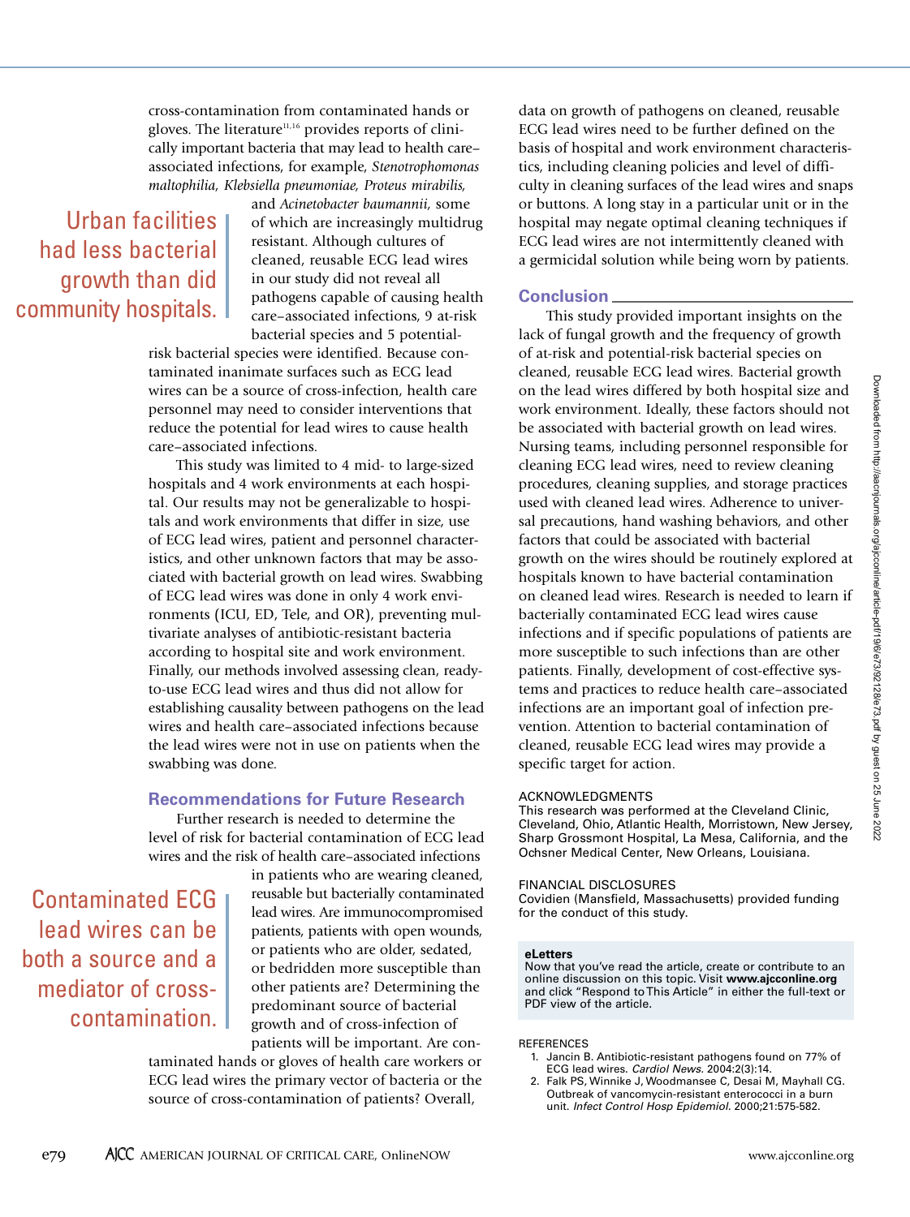cross-contamination from contaminated hands or gloves. The literature[11,16] provides reports of clinically important bacteria that may lead to health care–associated infections, for example, *Stenotrophomonas maltophilia, Klebsiella pneumoniae, Proteus mirabilis,* and *Acinetobacter baumannii,* some of which are increasingly multidrug resistant. Although cultures of cleaned, reusable ECG lead wires in our study did not reveal all pathogens capable of causing health care–associated infections, 9 at-risk bacterial species and 5 potential-risk bacterial species were identified. Because contaminated inanimate surfaces such as ECG lead wires can be a source of cross-infection, health care personnel may need to consider interventions that reduce the potential for lead wires to cause health care–associated infections.

Urban facilities had less bacterial growth than did community hospitals.

This study was limited to 4 mid- to large-sized hospitals and 4 work environments at each hospital. Our results may not be generalizable to hospitals and work environments that differ in size, use of ECG lead wires, patient and personnel characteristics, and other unknown factors that may be associated with bacterial growth on lead wires. Swabbing of ECG lead wires was done in only 4 work environments (ICU, ED, Tele, and OR), preventing multivariate analyses of antibiotic-resistant bacteria according to hospital site and work environment. Finally, our methods involved assessing clean, ready-to-use ECG lead wires and thus did not allow for establishing causality between pathogens on the lead wires and health care–associated infections because the lead wires were not in use on patients when the swabbing was done.

## Recommendations for Future Research

Further research is needed to determine the level of risk for bacterial contamination of ECG lead wires and the risk of health care–associated infections in patients who are wearing cleaned, reusable but bacterially contaminated lead wires. Are immunocompromised patients, patients with open wounds, or patients who are older, sedated, or bedridden more susceptible than other patients are? Determining the predominant source of bacterial growth and of cross-infection of patients will be important. Are contaminated hands or gloves of health care workers or ECG lead wires the primary vector of bacteria or the source of cross-contamination of patients? Overall, data on growth of pathogens on cleaned, reusable ECG lead wires need to be further defined on the basis of hospital and work environment characteristics, including cleaning policies and level of difficulty in cleaning surfaces of the lead wires and snaps or buttons. A long stay in a particular unit or in the hospital may negate optimal cleaning techniques if ECG lead wires are not intermittently cleaned with a germicidal solution while being worn by patients.

Contaminated ECG lead wires can be both a source and a mediator of cross-contamination.

## Conclusion

This study provided important insights on the lack of fungal growth and the frequency of growth of at-risk and potential-risk bacterial species on cleaned, reusable ECG lead wires. Bacterial growth on the lead wires differed by both hospital size and work environment. Ideally, these factors should not be associated with bacterial growth on lead wires. Nursing teams, including personnel responsible for cleaning ECG lead wires, need to review cleaning procedures, cleaning supplies, and storage practices used with cleaned lead wires. Adherence to universal precautions, hand washing behaviors, and other factors that could be associated with bacterial growth on the wires should be routinely explored at hospitals known to have bacterial contamination on cleaned lead wires. Research is needed to learn if bacterially contaminated ECG lead wires cause infections and if specific populations of patients are more susceptible to such infections than are other patients. Finally, development of cost-effective systems and practices to reduce health care–associated infections are an important goal of infection prevention. Attention to bacterial contamination of cleaned, reusable ECG lead wires may provide a specific target for action.

ACKNOWLEDGMENTS

This research was performed at the Cleveland Clinic, Cleveland, Ohio, Atlantic Health, Morristown, New Jersey, Sharp Grossmont Hospital, La Mesa, California, and the Ochsner Medical Center, New Orleans, Louisiana.

FINANCIAL DISCLOSURES

Covidien (Mansfield, Massachusetts) provided funding for the conduct of this study.

**eLetters**
Now that you've read the article, create or contribute to an online discussion on this topic. Visit **www.ajcconline.org** and click "Respond to This Article" in either the full-text or PDF view of the article.

REFERENCES

1. Jancin B. Antibiotic-resistant pathogens found on 77% of ECG lead wires. *Cardiol News.* 2004:2(3):14.
2. Falk PS, Winnike J, Woodmansee C, Desai M, Mayhall CG. Outbreak of vancomycin-resistant enterococci in a burn unit. *Infect Control Hosp Epidemiol.* 2000;21:575-582.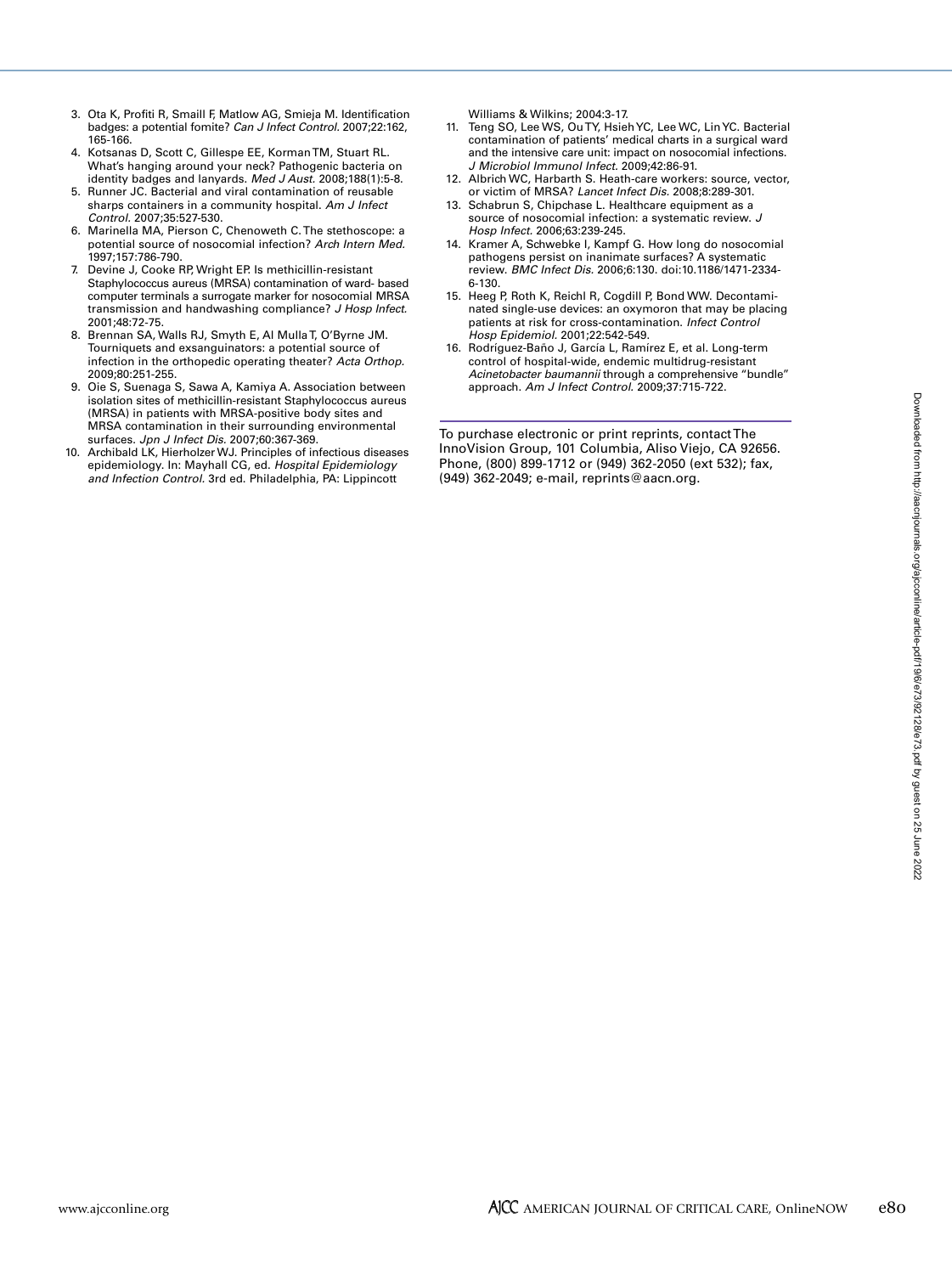3. Ota K, Profiti R, Smaill F, Matlow AG, Smieja M. Identification badges: a potential fomite? *Can J Infect Control.* 2007;22:162, 165-166.
4. Kotsanas D, Scott C, Gillespe EE, Korman TM, Stuart RL. What's hanging around your neck? Pathogenic bacteria on identity badges and lanyards. *Med J Aust.* 2008;188(1):5-8.
5. Runner JC. Bacterial and viral contamination of reusable sharps containers in a community hospital. *Am J Infect Control.* 2007;35:527-530.
6. Marinella MA, Pierson C, Chenoweth C. The stethoscope: a potential source of nosocomial infection? *Arch Intern Med.* 1997;157:786-790.
7. Devine J, Cooke RP, Wright EP. Is methicillin-resistant Staphylococcus aureus (MRSA) contamination of ward- based computer terminals a surrogate marker for nosocomial MRSA transmission and handwashing compliance? *J Hosp Infect.* 2001;48:72-75.
8. Brennan SA, Walls RJ, Smyth E, Al Mulla T, O'Byrne JM. Tourniquets and exsanguinators: a potential source of infection in the orthopedic operating theater? *Acta Orthop.* 2009;80:251-255.
9. Oie S, Suenaga S, Sawa A, Kamiya A. Association between isolation sites of methicillin-resistant Staphylococcus aureus (MRSA) in patients with MRSA-positive body sites and MRSA contamination in their surrounding environmental surfaces. *Jpn J Infect Dis.* 2007;60:367-369.
10. Archibald LK, Hierholzer WJ. Principles of infectious diseases epidemiology. In: Mayhall CG, ed. *Hospital Epidemiology and Infection Control.* 3rd ed. Philadelphia, PA: Lippincott Williams & Wilkins; 2004:3-17.
11. Teng SO, Lee WS, Ou TY, Hsieh YC, Lee WC, Lin YC. Bacterial contamination of patients' medical charts in a surgical ward and the intensive care unit: impact on nosocomial infections. *J Microbiol Immunol Infect.* 2009;42:86-91.
12. Albrich WC, Harbarth S. Heath-care workers: source, vector, or victim of MRSA? *Lancet Infect Dis.* 2008;8:289-301.
13. Schabrun S, Chipchase L. Healthcare equipment as a source of nosocomial infection: a systematic review. *J Hosp Infect.* 2006;63:239-245.
14. Kramer A, Schwebke I, Kampf G. How long do nosocomial pathogens persist on inanimate surfaces? A systematic review. *BMC Infect Dis.* 2006;6:130. doi:10.1186/1471-2334-6-130.
15. Heeg P, Roth K, Reichl R, Cogdill P, Bond WW. Decontaminated single-use devices: an oxymoron that may be placing patients at risk for cross-contamination. *Infect Control Hosp Epidemiol.* 2001;22:542-549.
16. Rodríguez-Baño J, García L, Ramírez E, et al. Long-term control of hospital-wide, endemic multidrug-resistant *Acinetobacter baumannii* through a comprehensive "bundle" approach. *Am J Infect Control.* 2009;37:715-722.

---

To purchase electronic or print reprints, contact The InnoVision Group, 101 Columbia, Aliso Viejo, CA 92656. Phone, (800) 899-1712 or (949) 362-2050 (ext 532); fax, (949) 362-2049; e-mail, reprints@aacn.org.